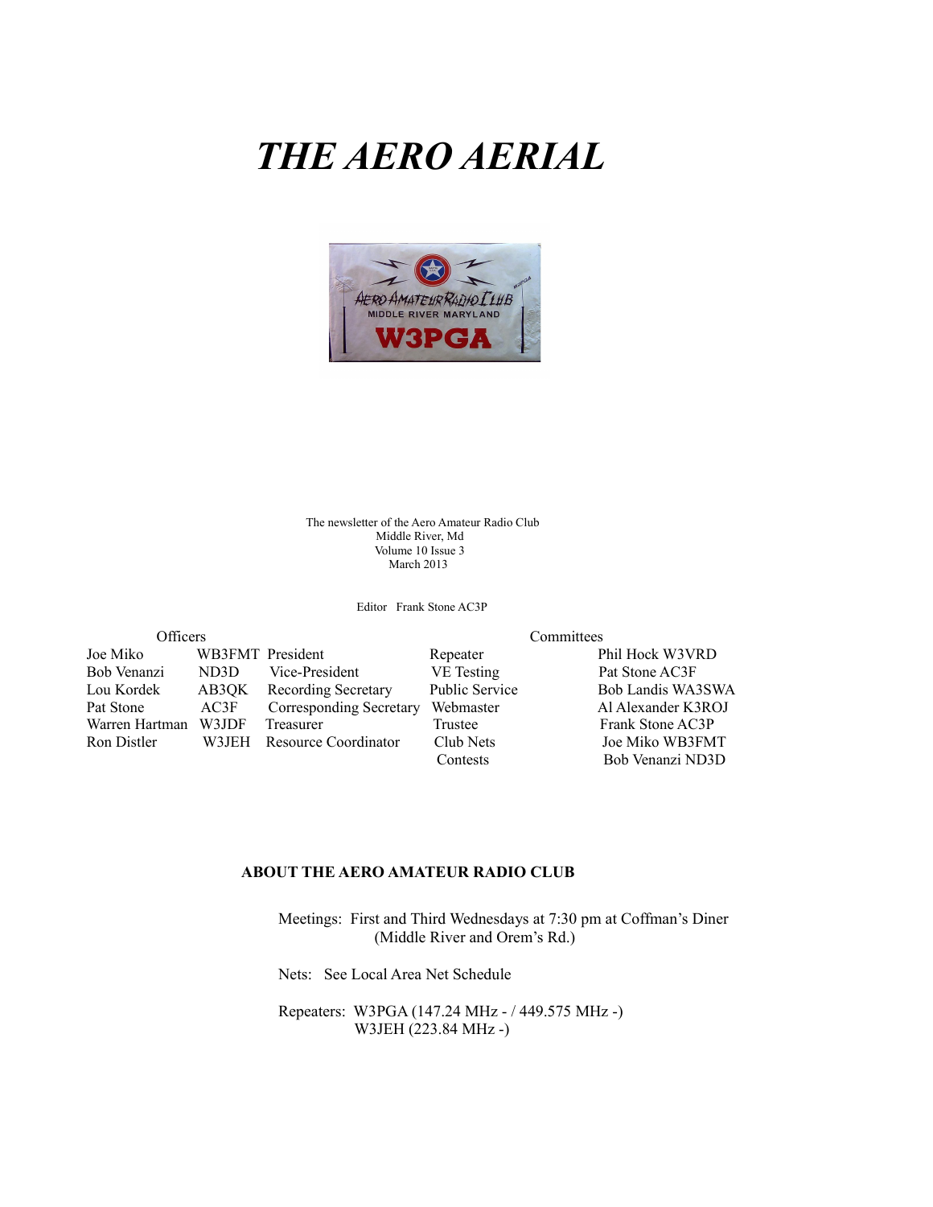# *THE AERO AERIAL*

The newsletter of the Aero Amateur Radio Club
Middle River, Md
Volume 10 Issue 3
March 2013

Editor Frank Stone AC3P

| Officers | | | Committees | |
|---|---|---|---|---|
| Joe Miko | WB3FMT | President | Repeater | Phil Hock W3VRD |
| Bob Venanzi | ND3D | Vice-President | VE Testing | Pat Stone AC3F |
| Lou Kordek | AB3QK | Recording Secretary | Public Service | Bob Landis WA3SWA |
| Pat Stone | AC3F | Corresponding Secretary | Webmaster | Al Alexander K3ROJ |
| Warren Hartman | W3JDF | Treasurer | Trustee | Frank Stone AC3P |
| Ron Distler | W3JEH | Resource Coordinator | Club Nets | Joe Miko WB3FMT |
| | | | Contests | Bob Venanzi ND3D |

**ABOUT THE AERO AMATEUR RADIO CLUB**

Meetings: First and Third Wednesdays at 7:30 pm at Coffman's Diner
(Middle River and Orem's Rd.)

Nets: See Local Area Net Schedule

Repeaters: W3PGA (147.24 MHz - / 449.575 MHz -)
W3JEH (223.84 MHz -)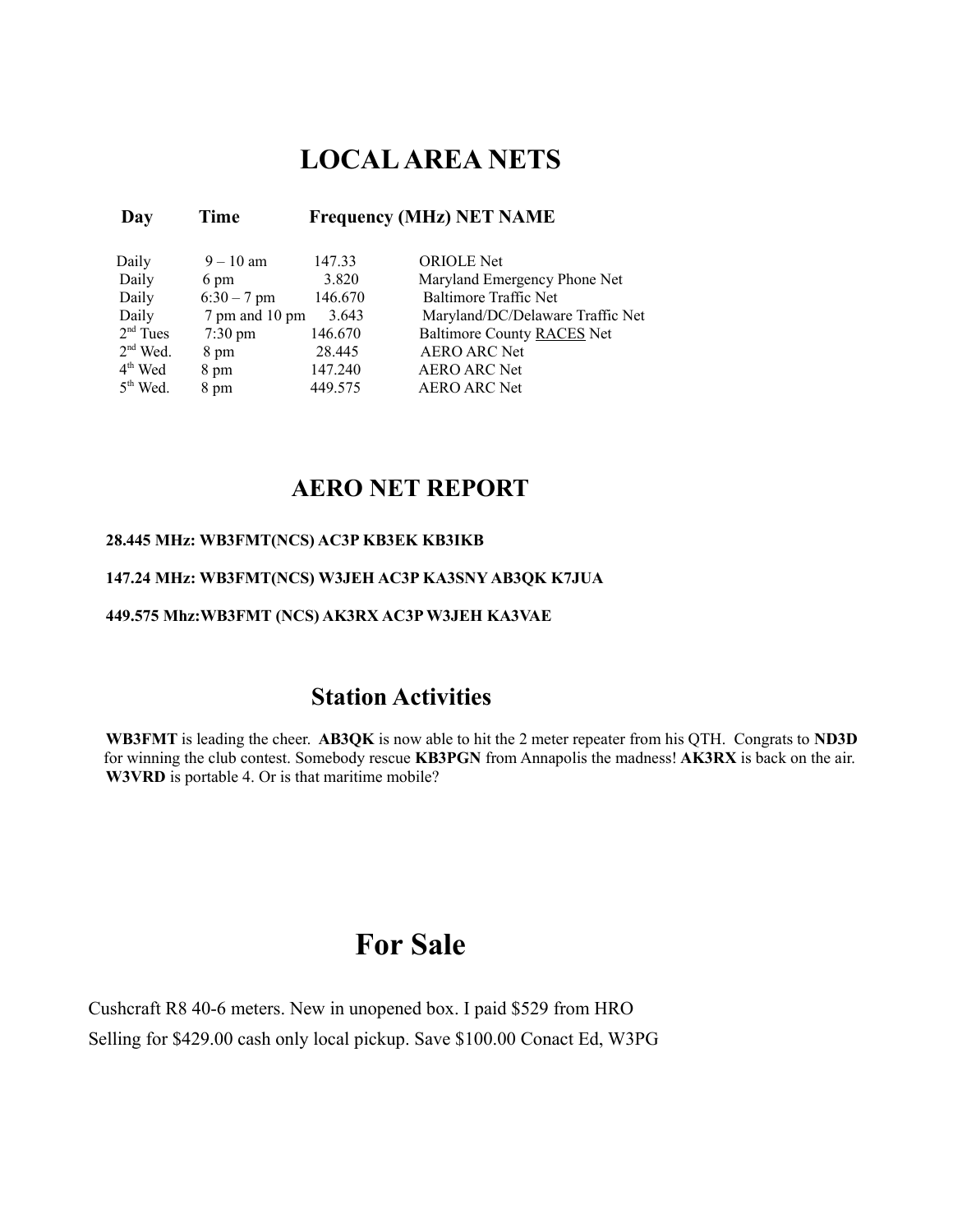# LOCAL AREA NETS

| Day | Time | Frequency (MHz) | NET NAME |
|---|---|---|---|
| Daily | 9 – 10 am | 147.33 | ORIOLE Net |
| Daily | 6 pm | 3.820 | Maryland Emergency Phone Net |
| Daily | 6:30 – 7 pm | 146.670 | Baltimore Traffic Net |
| Daily | 7 pm and 10 pm | 3.643 | Maryland/DC/Delaware Traffic Net |
| 2nd Tues | 7:30 pm | 146.670 | Baltimore County RACES Net |
| 2nd Wed. | 8 pm | 28.445 | AERO ARC Net |
| 4th Wed | 8 pm | 147.240 | AERO ARC Net |
| 5th Wed. | 8 pm | 449.575 | AERO ARC Net |

# AERO NET REPORT

**28.445 MHz: WB3FMT(NCS) AC3P KB3EK KB3IKB**

**147.24 MHz: WB3FMT(NCS) W3JEH AC3P KA3SNY AB3QK K7JUA**

**449.575 Mhz:WB3FMT (NCS) AK3RX AC3P W3JEH KA3VAE**

# Station Activities

**WB3FMT** is leading the cheer. **AB3QK** is now able to hit the 2 meter repeater from his QTH. Congrats to **ND3D** for winning the club contest. Somebody rescue **KB3PGN** from Annapolis the madness! **AK3RX** is back on the air. **W3VRD** is portable 4. Or is that maritime mobile?

# For Sale

Cushcraft R8 40-6 meters. New in unopened box. I paid $529 from HRO

Selling for $429.00 cash only local pickup. Save $100.00 Conact Ed, W3PG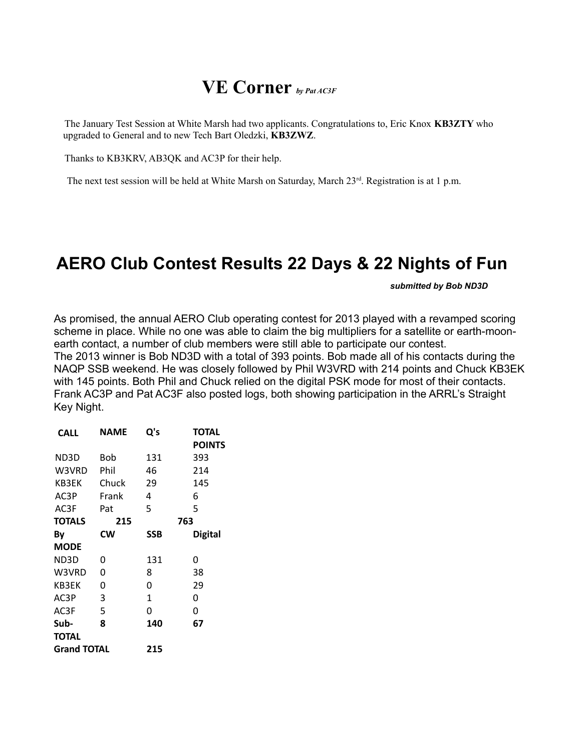# VE Corner *by Pat AC3F*

The January Test Session at White Marsh had two applicants. Congratulations to, Eric Knox **KB3ZTY** who upgraded to General and to new Tech Bart Oledzki, **KB3ZWZ**.

Thanks to KB3KRV, AB3QK and AC3P for their help.

The next test session will be held at White Marsh on Saturday, March 23rd. Registration is at 1 p.m.

# AERO Club Contest Results 22 Days & 22 Nights of Fun

***submitted by Bob ND3D***

As promised, the annual AERO Club operating contest for 2013 played with a revamped scoring scheme in place. While no one was able to claim the big multipliers for a satellite or earth-moon-earth contact, a number of club members were still able to participate our contest.
The 2013 winner is Bob ND3D with a total of 393 points. Bob made all of his contacts during the NAQP SSB weekend. He was closely followed by Phil W3VRD with 214 points and Chuck KB3EK with 145 points. Both Phil and Chuck relied on the digital PSK mode for most of their contacts. Frank AC3P and Pat AC3F also posted logs, both showing participation in the ARRL's Straight Key Night.

| **CALL** | **NAME** | **Q's** | **TOTAL POINTS** |
|---|---|---|---|
| ND3D | Bob | 131 | 393 |
| W3VRD | Phil | 46 | 214 |
| KB3EK | Chuck | 29 | 145 |
| AC3P | Frank | 4 | 6 |
| AC3F | Pat | 5 | 5 |
| **TOTALS** | | **215** | **763** |
| **By MODE** | **CW** | **SSB** | **Digital** |
| ND3D | 0 | 131 | 0 |
| W3VRD | 0 | 8 | 38 |
| KB3EK | 0 | 0 | 29 |
| AC3P | 3 | 1 | 0 |
| AC3F | 5 | 0 | 0 |
| **Sub-TOTAL** | **8** | **140** | **67** |
| **Grand TOTAL** | | **215** | |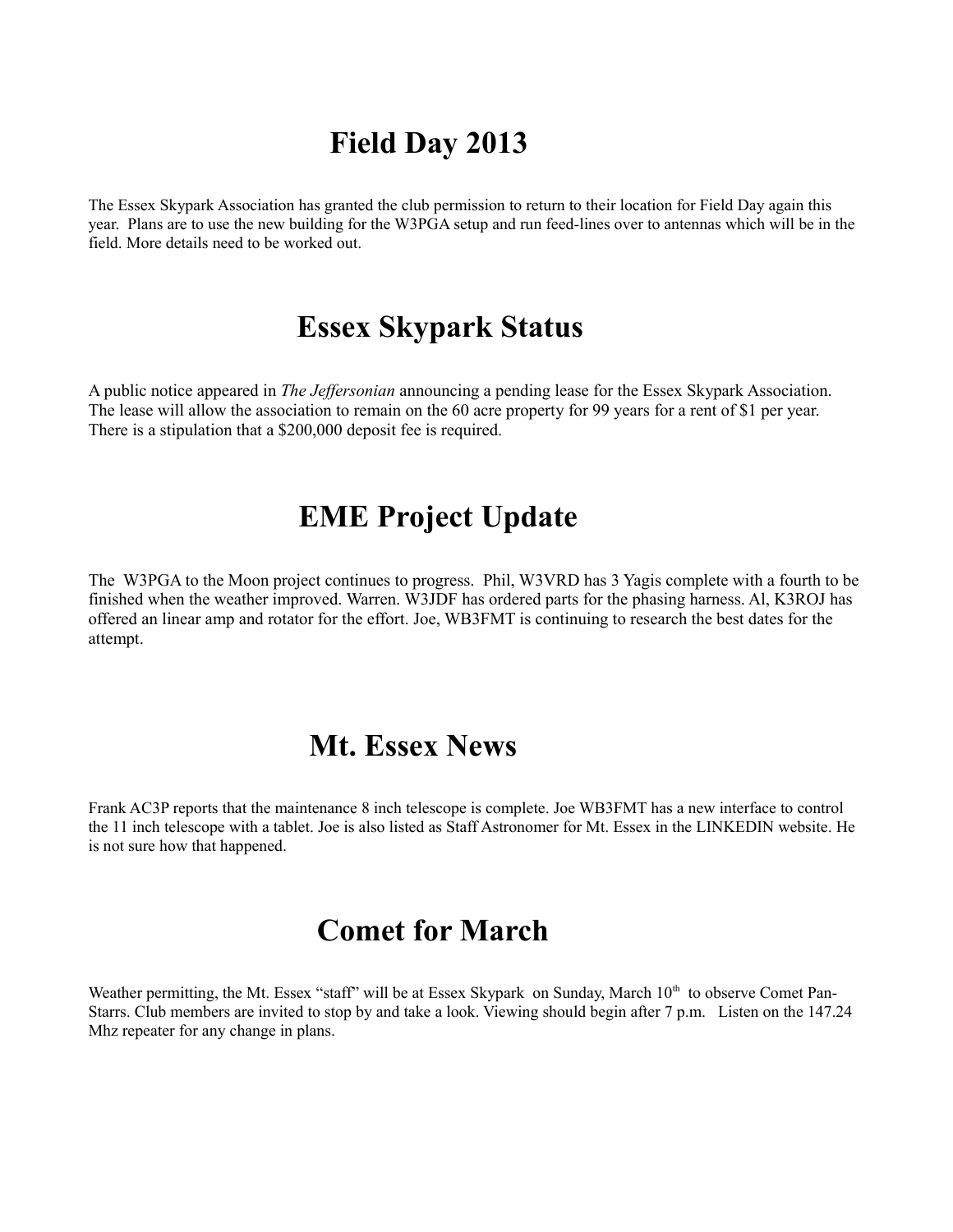# Field Day 2013

The Essex Skypark Association has granted the club permission to return to their location for Field Day again this year. Plans are to use the new building for the W3PGA setup and run feed-lines over to antennas which will be in the field. More details need to be worked out.

# Essex Skypark Status

A public notice appeared in *The Jeffersonian* announcing a pending lease for the Essex Skypark Association. The lease will allow the association to remain on the 60 acre property for 99 years for a rent of $1 per year. There is a stipulation that a $200,000 deposit fee is required.

# EME Project Update

The W3PGA to the Moon project continues to progress. Phil, W3VRD has 3 Yagis complete with a fourth to be finished when the weather improved. Warren. W3JDF has ordered parts for the phasing harness. Al, K3ROJ has offered an linear amp and rotator for the effort. Joe, WB3FMT is continuing to research the best dates for the attempt.

# Mt. Essex News

Frank AC3P reports that the maintenance 8 inch telescope is complete. Joe WB3FMT has a new interface to control the 11 inch telescope with a tablet. Joe is also listed as Staff Astronomer for Mt. Essex in the LINKEDIN website. He is not sure how that happened.

# Comet for March

Weather permitting, the Mt. Essex "staff" will be at Essex Skypark on Sunday, March 10th to observe Comet Pan-Starrs. Club members are invited to stop by and take a look. Viewing should begin after 7 p.m. Listen on the 147.24 Mhz repeater for any change in plans.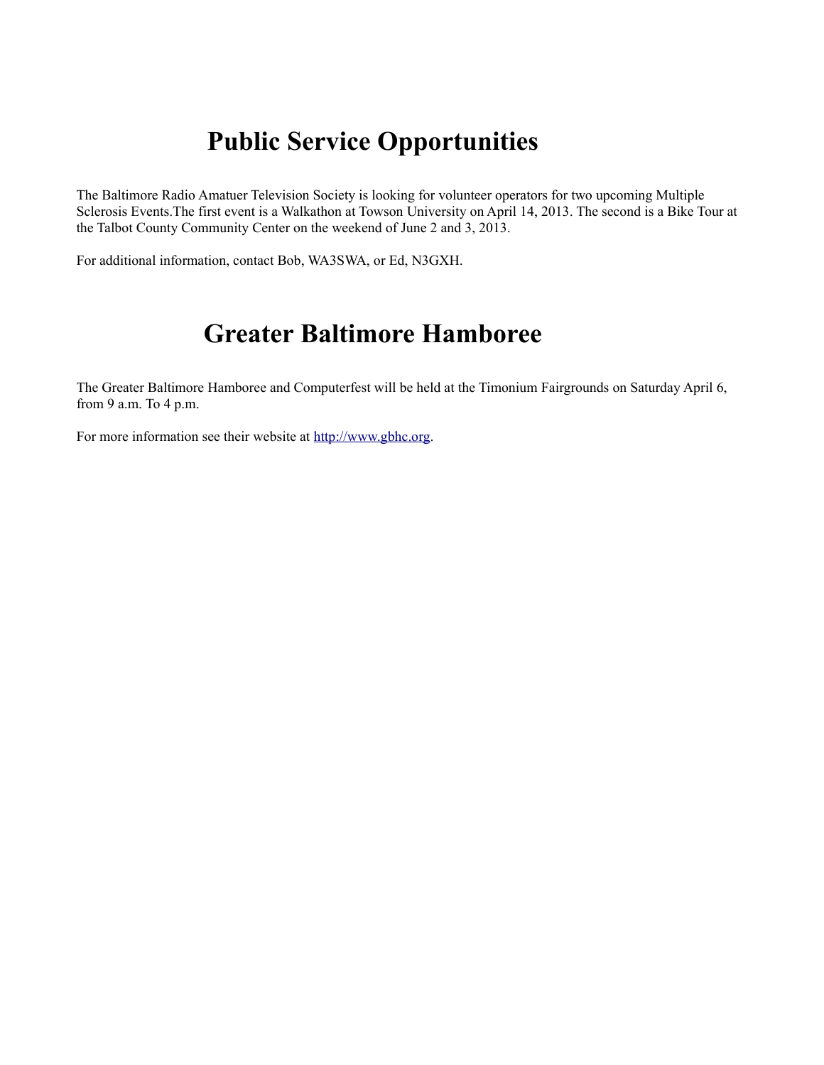# Public Service Opportunities

The Baltimore Radio Amatuer Television Society is looking for volunteer operators for two upcoming Multiple Sclerosis Events.The first event is a Walkathon at Towson University on April 14, 2013. The second is a Bike Tour at the Talbot County Community Center on the weekend of June 2 and 3, 2013.

For additional information, contact Bob, WA3SWA, or Ed, N3GXH.

# Greater Baltimore Hamboree

The Greater Baltimore Hamboree and Computerfest will be held at the Timonium Fairgrounds on Saturday April 6, from 9 a.m. To 4 p.m.

For more information see their website at [http://www.gbhc.org](http://www.gbhc.org).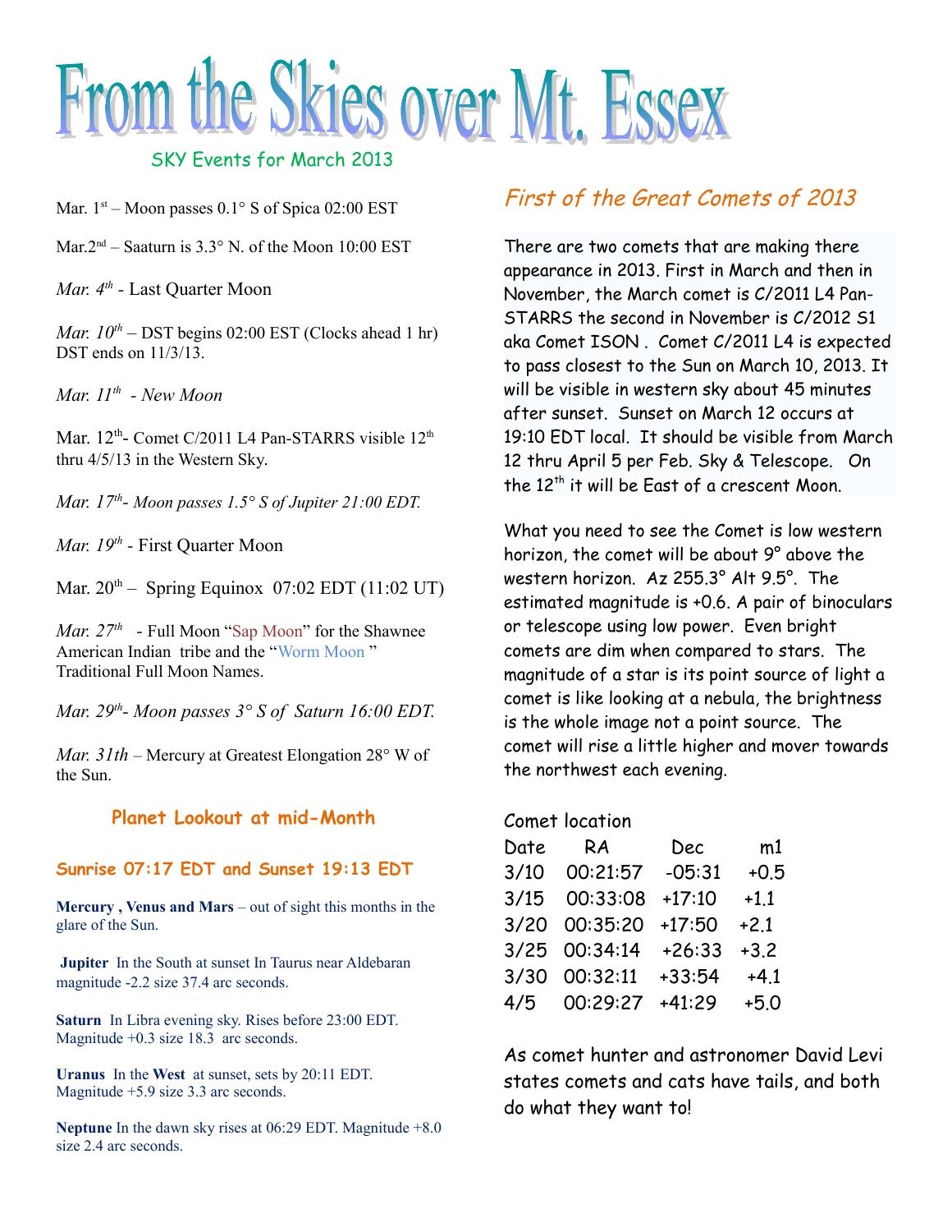# From the Skies over Mt. Essex

SKY Events for March 2013

Mar. 1st – Moon passes 0.1° S of Spica 02:00 EST

Mar.2nd – Saaturn is 3.3° N. of the Moon 10:00 EST

*Mar. 4th* - Last Quarter Moon

*Mar. 10th* – DST begins 02:00 EST (Clocks ahead 1 hr) DST ends on 11/3/13.

*Mar. 11th - New Moon*

Mar. 12th- Comet C/2011 L4 Pan-STARRS visible 12th thru 4/5/13 in the Western Sky.

*Mar. 17th- Moon passes 1.5° S of Jupiter 21:00 EDT.*

*Mar. 19th* - First Quarter Moon

Mar. 20th – Spring Equinox 07:02 EDT (11:02 UT)

*Mar. 27th* - Full Moon "Sap Moon" for the Shawnee American Indian tribe and the "Worm Moon " Traditional Full Moon Names.

*Mar. 29th- Moon passes 3° S of Saturn 16:00 EDT.*

*Mar. 31th* – Mercury at Greatest Elongation 28° W of the Sun.

### Planet Lookout at mid-Month

### Sunrise 07:17 EDT and Sunset 19:13 EDT

**Mercury , Venus and Mars** – out of sight this months in the glare of the Sun.

**Jupiter** In the South at sunset In Taurus near Aldebaran magnitude -2.2 size 37.4 arc seconds.

**Saturn** In Libra evening sky. Rises before 23:00 EDT. Magnitude +0.3 size 18.3 arc seconds.

**Uranus** In the **West** at sunset, sets by 20:11 EDT. Magnitude +5.9 size 3.3 arc seconds.

**Neptune** In the dawn sky rises at 06:29 EDT. Magnitude +8.0 size 2.4 arc seconds.

## *First of the Great Comets of 2013*

There are two comets that are making there appearance in 2013. First in March and then in November, the March comet is C/2011 L4 Pan-STARRS the second in November is C/2012 S1 aka Comet ISON . Comet C/2011 L4 is expected to pass closest to the Sun on March 10, 2013. It will be visible in western sky about 45 minutes after sunset. Sunset on March 12 occurs at 19:10 EDT local. It should be visible from March 12 thru April 5 per Feb. Sky & Telescope. On the 12th it will be East of a crescent Moon.

What you need to see the Comet is low western horizon, the comet will be about 9° above the western horizon. Az 255.3° Alt 9.5°. The estimated magnitude is +0.6. A pair of binoculars or telescope using low power. Even bright comets are dim when compared to stars. The magnitude of a star is its point source of light a comet is like looking at a nebula, the brightness is the whole image not a point source. The comet will rise a little higher and mover towards the northwest each evening.

Comet location

| Date | RA | Dec | m1 |
|---|---|---|---|
| 3/10 | 00:21:57 | -05:31 | +0.5 |
| 3/15 | 00:33:08 | +17:10 | +1.1 |
| 3/20 | 00:35:20 | +17:50 | +2.1 |
| 3/25 | 00:34:14 | +26:33 | +3.2 |
| 3/30 | 00:32:11 | +33:54 | +4.1 |
| 4/5 | 00:29:27 | +41:29 | +5.0 |

As comet hunter and astronomer David Levi states comets and cats have tails, and both do what they want to!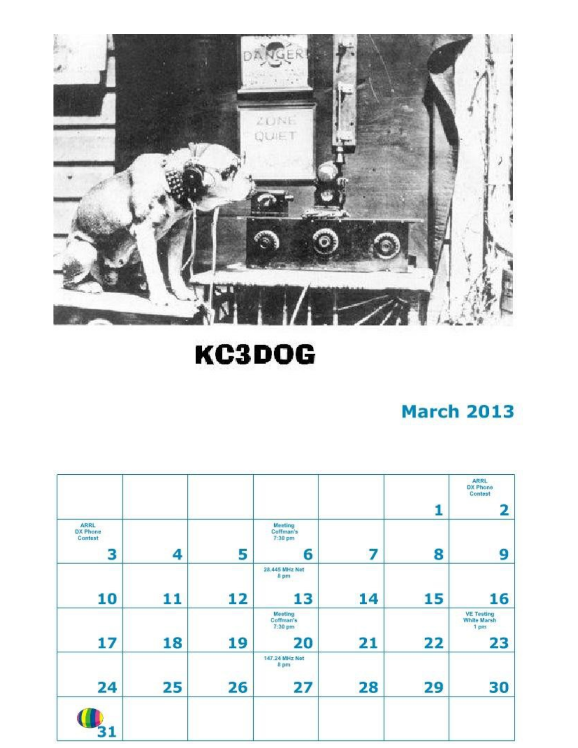KC3DOG

## March 2013

| | | | | | | |
|---|---|---|---|---|---|---|
| | | | | | 1 | ARRL DX Phone Contest 2 |
| ARRL DX Phone Contest 3 | 4 | 5 | Meeting Coffman's 7:30 pm 6 | 7 | 8 | 9 |
| 10 | 11 | 12 | 28.445 MHz Net 8 pm 13 | 14 | 15 | 16 |
| 17 | 18 | 19 | Meeting Coffman's 7:30 pm 20 | 21 | 22 | VE Testing White Marsh 1 pm 23 |
| 24 | 25 | 26 | 147.24 MHz Net 8 pm 27 | 28 | 29 | 30 |
| 31 | | | | | | |